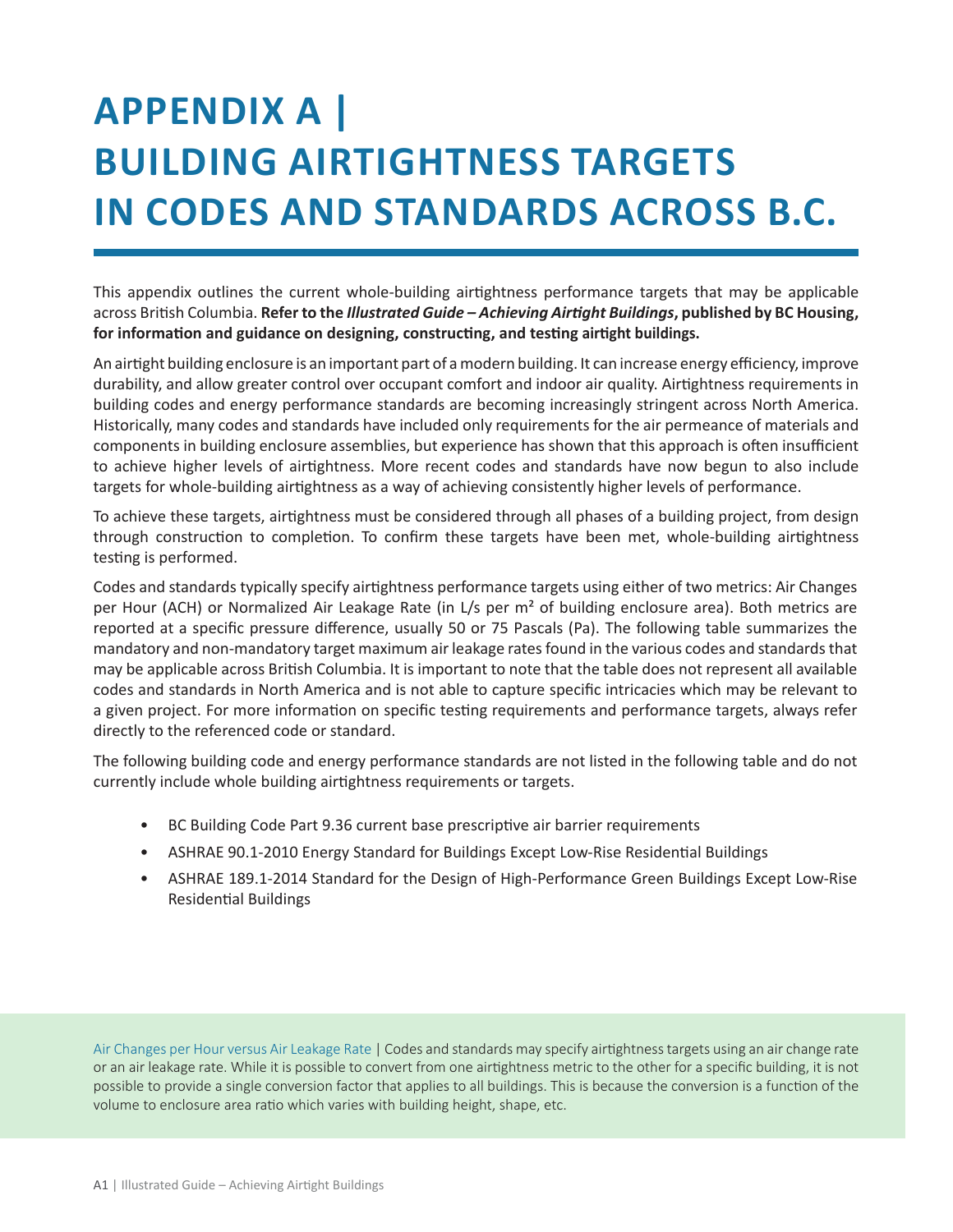# APPENDIX A | BUILDING AIRTIGHTNESS TARGETS IN CODES AND STANDARDS ACROSS B.C.

This appendix outlines the current whole-building airtightness performance targets that may be applicable across British Columbia. **Refer to the *Illustrated Guide – Achieving Airtight Buildings*, published by BC Housing, for information and guidance on designing, constructing, and testing airtight buildings.**

An airtight building enclosure is an important part of a modern building. It can increase energy efficiency, improve durability, and allow greater control over occupant comfort and indoor air quality. Airtightness requirements in building codes and energy performance standards are becoming increasingly stringent across North America. Historically, many codes and standards have included only requirements for the air permeance of materials and components in building enclosure assemblies, but experience has shown that this approach is often insufficient to achieve higher levels of airtightness. More recent codes and standards have now begun to also include targets for whole-building airtightness as a way of achieving consistently higher levels of performance.

To achieve these targets, airtightness must be considered through all phases of a building project, from design through construction to completion. To confirm these targets have been met, whole-building airtightness testing is performed.

Codes and standards typically specify airtightness performance targets using either of two metrics: Air Changes per Hour (ACH) or Normalized Air Leakage Rate (in L/s per m² of building enclosure area). Both metrics are reported at a specific pressure difference, usually 50 or 75 Pascals (Pa). The following table summarizes the mandatory and non-mandatory target maximum air leakage rates found in the various codes and standards that may be applicable across British Columbia. It is important to note that the table does not represent all available codes and standards in North America and is not able to capture specific intricacies which may be relevant to a given project. For more information on specific testing requirements and performance targets, always refer directly to the referenced code or standard.

The following building code and energy performance standards are not listed in the following table and do not currently include whole building airtightness requirements or targets.

- BC Building Code Part 9.36 current base prescriptive air barrier requirements
- ASHRAE 90.1-2010 Energy Standard for Buildings Except Low-Rise Residential Buildings
- ASHRAE 189.1-2014 Standard for the Design of High-Performance Green Buildings Except Low-Rise Residential Buildings

Air Changes per Hour versus Air Leakage Rate | Codes and standards may specify airtightness targets using an air change rate or an air leakage rate. While it is possible to convert from one airtightness metric to the other for a specific building, it is not possible to provide a single conversion factor that applies to all buildings. This is because the conversion is a function of the volume to enclosure area ratio which varies with building height, shape, etc.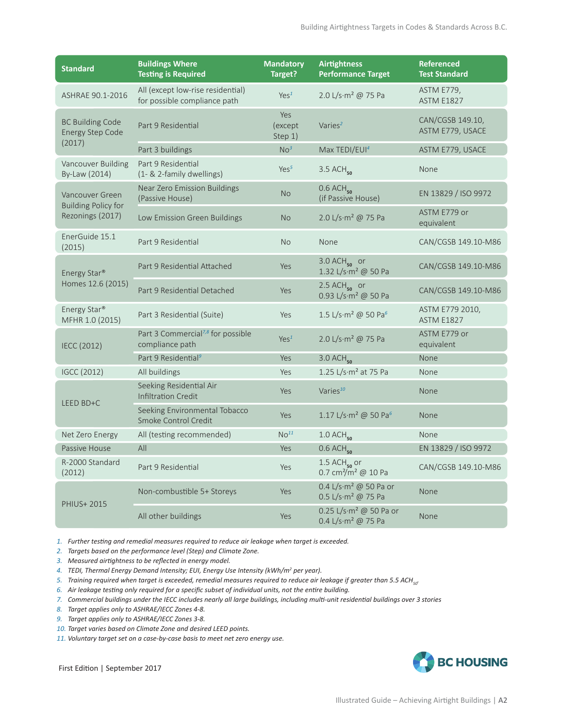| Standard | Buildings Where Testing is Required | Mandatory Target? | Airtightness Performance Target | Referenced Test Standard |
|---|---|---|---|---|
| ASHRAE 90.1-2016 | All (except low-rise residential) for possible compliance path | Yes[1] | 2.0 L/s·m² @ 75 Pa | ASTM E779, ASTM E1827 |
| BC Building Code Energy Step Code (2017) | Part 9 Residential | Yes (except Step 1) | Varies[2] | CAN/CGSB 149.10, ASTM E779, USACE |
| | Part 3 buildings | No[3] | Max TEDI/EUI[4] | ASTM E779, USACE |
| Vancouver Building By-Law (2014) | Part 9 Residential (1- & 2-family dwellings) | Yes[5] | 3.5 $ACH_{50}$ | None |
| Vancouver Green Building Policy for Rezonings (2017) | Near Zero Emission Buildings (Passive House) | No | 0.6 $ACH_{50}$ (if Passive House) | EN 13829 / ISO 9972 |
| | Low Emission Green Buildings | No | 2.0 L/s·m² @ 75 Pa | ASTM E779 or equivalent |
| EnerGuide 15.1 (2015) | Part 9 Residential | No | None | CAN/CGSB 149.10-M86 |
| Energy Star® Homes 12.6 (2015) | Part 9 Residential Attached | Yes | 3.0 $ACH_{50}$ or 1.32 L/s·m² @ 50 Pa | CAN/CGSB 149.10-M86 |
| | Part 9 Residential Detached | Yes | 2.5 $ACH_{50}$ or 0.93 L/s·m² @ 50 Pa | CAN/CGSB 149.10-M86 |
| Energy Star® MFHR 1.0 (2015) | Part 3 Residential (Suite) | Yes | 1.5 L/s·m² @ 50 Pa[6] | ASTM E779 2010, ASTM E1827 |
| IECC (2012) | Part 3 Commercial[7,8] for possible compliance path | Yes[1] | 2.0 L/s·m² @ 75 Pa | ASTM E779 or equivalent |
| | Part 9 Residential[9] | Yes | 3.0 $ACH_{50}$ | None |
| IGCC (2012) | All buildings | Yes | 1.25 L/s·m² at 75 Pa | None |
| LEED BD+C | Seeking Residential Air Infiltration Credit | Yes | Varies[10] | None |
| | Seeking Environmental Tobacco Smoke Control Credit | Yes | 1.17 L/s·m² @ 50 Pa[6] | None |
| Net Zero Energy | All (testing recommended) | No[11] | 1.0 $ACH_{50}$ | None |
| Passive House | All | Yes | 0.6 $ACH_{50}$ | EN 13829 / ISO 9972 |
| R-2000 Standard (2012) | Part 9 Residential | Yes | 1.5 $ACH_{50}$ or 0.7 cm²/m² @ 10 Pa | CAN/CGSB 149.10-M86 |
| PHIUS+ 2015 | Non-combustible 5+ Storeys | Yes | 0.4 L/s·m² @ 50 Pa or 0.5 L/s·m² @ 75 Pa | None |
| | All other buildings | Yes | 0.25 L/s·m² @ 50 Pa or 0.4 L/s·m² @ 75 Pa | None |

1. *Further testing and remedial measures required to reduce air leakage when target is exceeded.*
2. *Targets based on the performance level (Step) and Climate Zone.*
3. *Measured airtightness to be reflected in energy model.*
4. *TEDI, Thermal Energy Demand Intensity; EUI, Energy Use Intensity (kWh/m² per year).*
5. *Training required when target is exceeded, remedial measures required to reduce air leakage if greater than 5.5 $ACH_{50}$.*
6. *Air leakage testing only required for a specific subset of individual units, not the entire building.*
7. *Commercial buildings under the IECC includes nearly all large buildings, including multi-unit residential buildings over 3 stories*
8. *Target applies only to ASHRAE/IECC Zones 4-8.*
9. *Target applies only to ASHRAE/IECC Zones 3-8.*
10. *Target varies based on Climate Zone and desired LEED points.*
11. *Voluntary target set on a case-by-case basis to meet net zero energy use.*

First Edition | September 2017